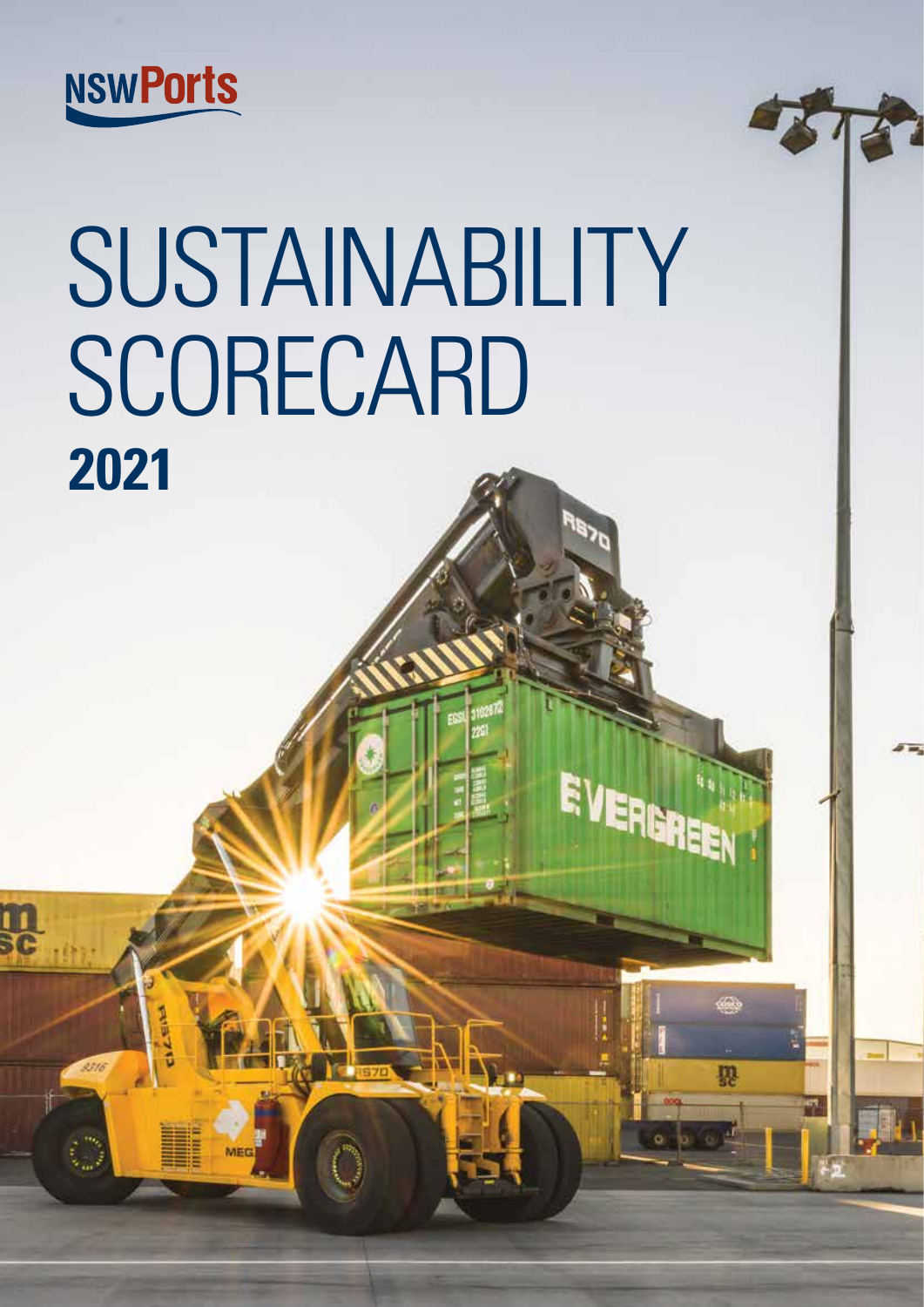NSW Ports

# SUSTAINABILITY SCORECARD

## 2021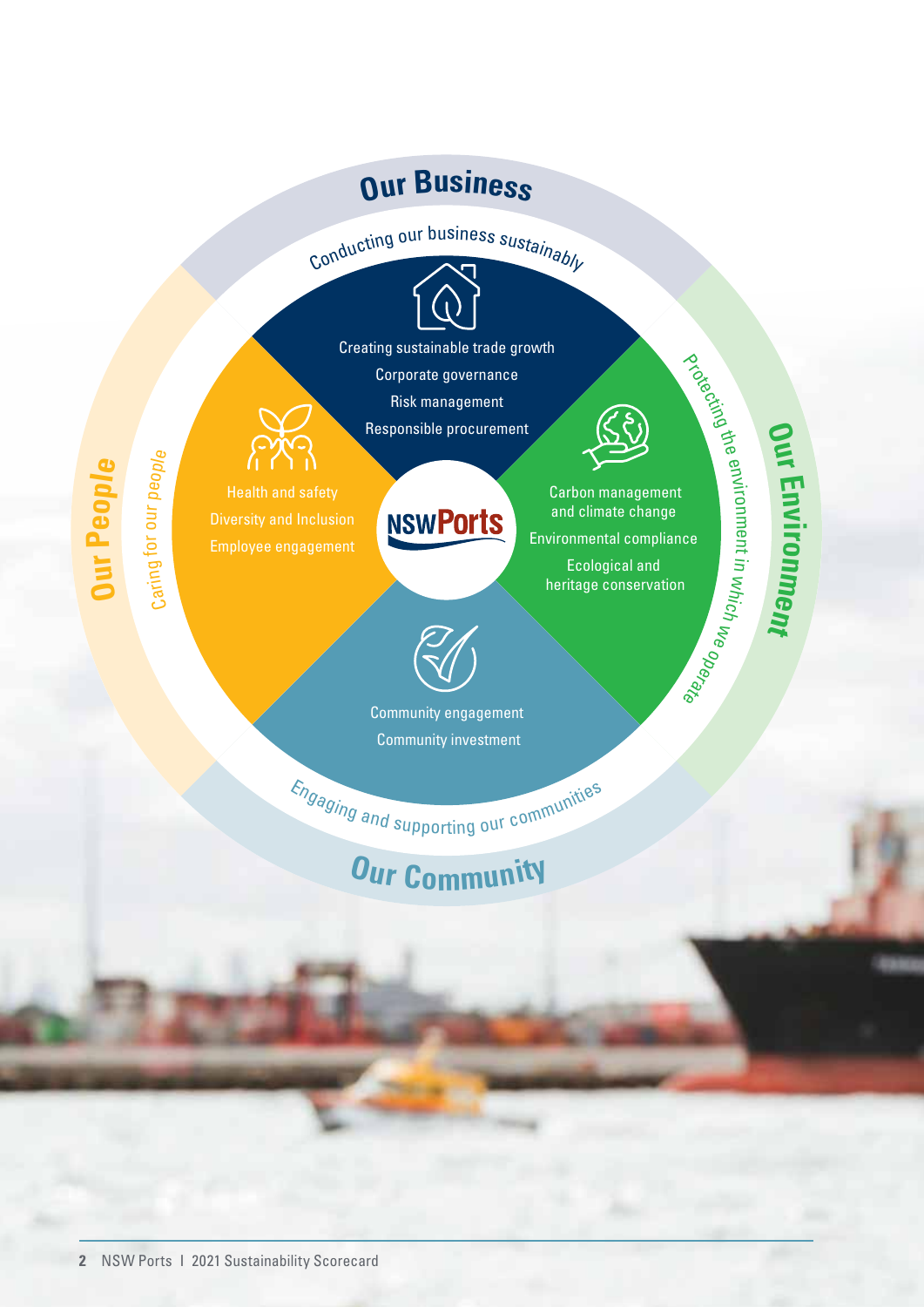## Our Business

Conducting our business sustainably

- Creating sustainable trade growth
- Corporate governance
- Risk management
- Responsible procurement

## Our Environment

Protecting the environment in which we operate

- Carbon management and climate change
- Environmental compliance
- Ecological and heritage conservation

## Our Community

Engaging and supporting our communities

- Community engagement
- Community investment

## Our People

Caring for our people

- Health and safety
- Diversity and Inclusion
- Employee engagement

NSW Ports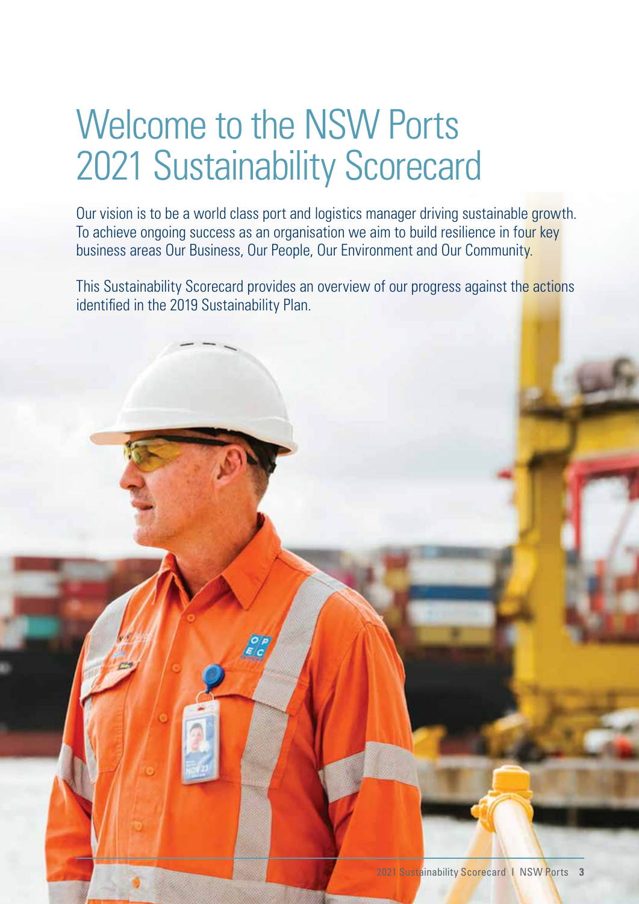# Welcome to the NSW Ports 2021 Sustainability Scorecard

Our vision is to be a world class port and logistics manager driving sustainable growth. To achieve ongoing success as an organisation we aim to build resilience in four key business areas Our Business, Our People, Our Environment and Our Community.

This Sustainability Scorecard provides an overview of our progress against the actions identified in the 2019 Sustainability Plan.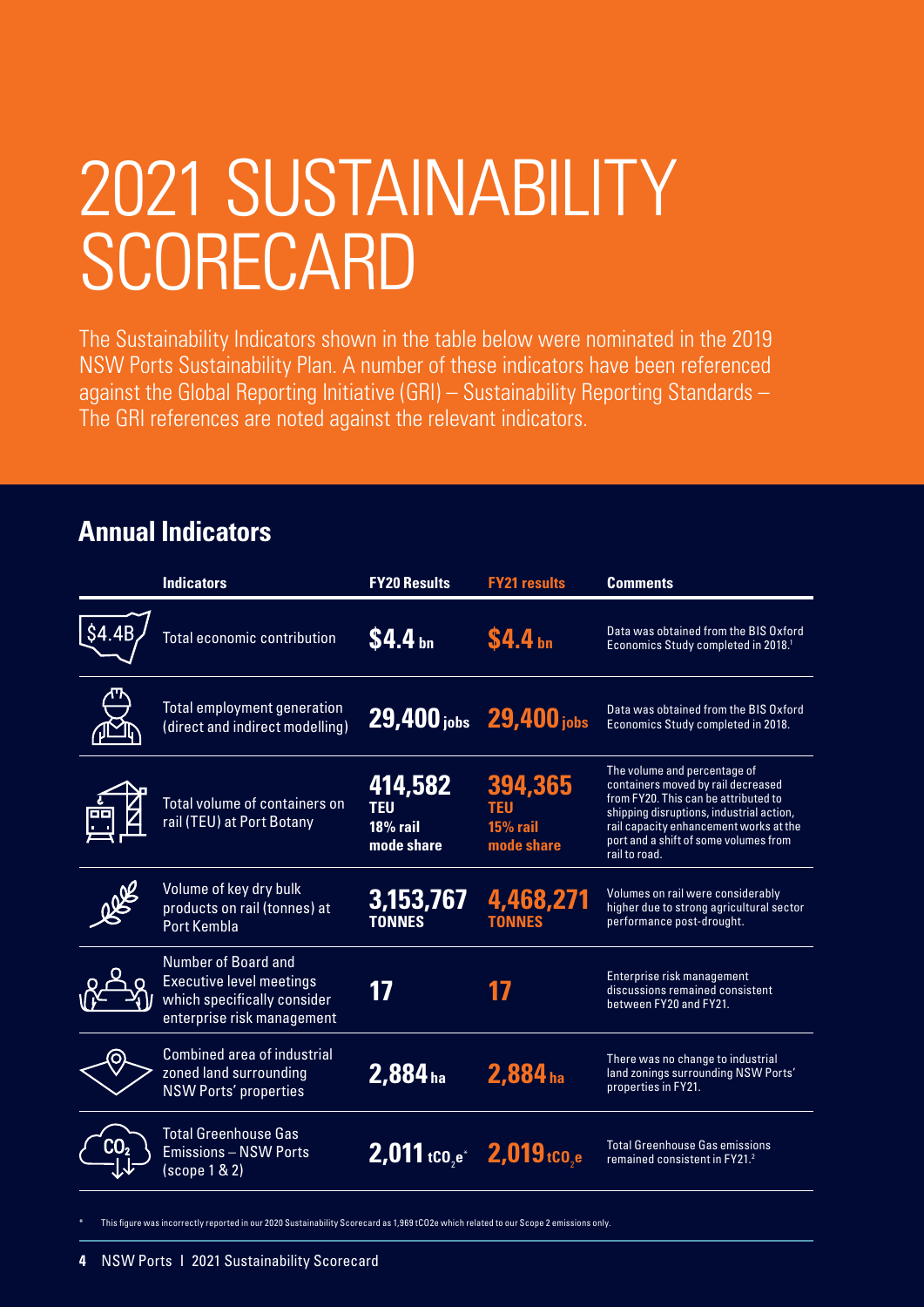# 2021 SUSTAINABILITY SCORECARD

The Sustainability Indicators shown in the table below were nominated in the 2019 NSW Ports Sustainability Plan. A number of these indicators have been referenced against the Global Reporting Initiative (GRI) – Sustainability Reporting Standards – The GRI references are noted against the relevant indicators.

## Annual Indicators

| Indicators | FY20 Results | FY21 results | Comments |
|---|---|---|---|
| Total economic contribution | **$4.4 bn** | **$4.4 bn** | Data was obtained from the BIS Oxford Economics Study completed in 2018.[1] |
| Total employment generation (direct and indirect modelling) | **29,400 jobs** | **29,400 jobs** | Data was obtained from the BIS Oxford Economics Study completed in 2018. |
| Total volume of containers on rail (TEU) at Port Botany | **414,582 TEU 18% rail mode share** | **394,365 TEU 15% rail mode share** | The volume and percentage of containers moved by rail decreased from FY20. This can be attributed to shipping disruptions, industrial action, rail capacity enhancement works at the port and a shift of some volumes from rail to road. |
| Volume of key dry bulk products on rail (tonnes) at Port Kembla | **3,153,767 TONNES** | **4,468,271 TONNES** | Volumes on rail were considerably higher due to strong agricultural sector performance post-drought. |
| Number of Board and Executive level meetings which specifically consider enterprise risk management | **17** | **17** | Enterprise risk management discussions remained consistent between FY20 and FY21. |
| Combined area of industrial zoned land surrounding NSW Ports' properties | **2,884 ha** | **2,884 ha** | There was no change to industrial land zonings surrounding NSW Ports' properties in FY21. |
| Total Greenhouse Gas Emissions – NSW Ports (scope 1 & 2) | **2,011 $tCO_2e$*** | **2,019 $tCO_2e$** | Total Greenhouse Gas emissions remained consistent in FY21.[2] |

\* This figure was incorrectly reported in our 2020 Sustainability Scorecard as 1,969 $tCO_2e$ which related to our Scope 2 emissions only.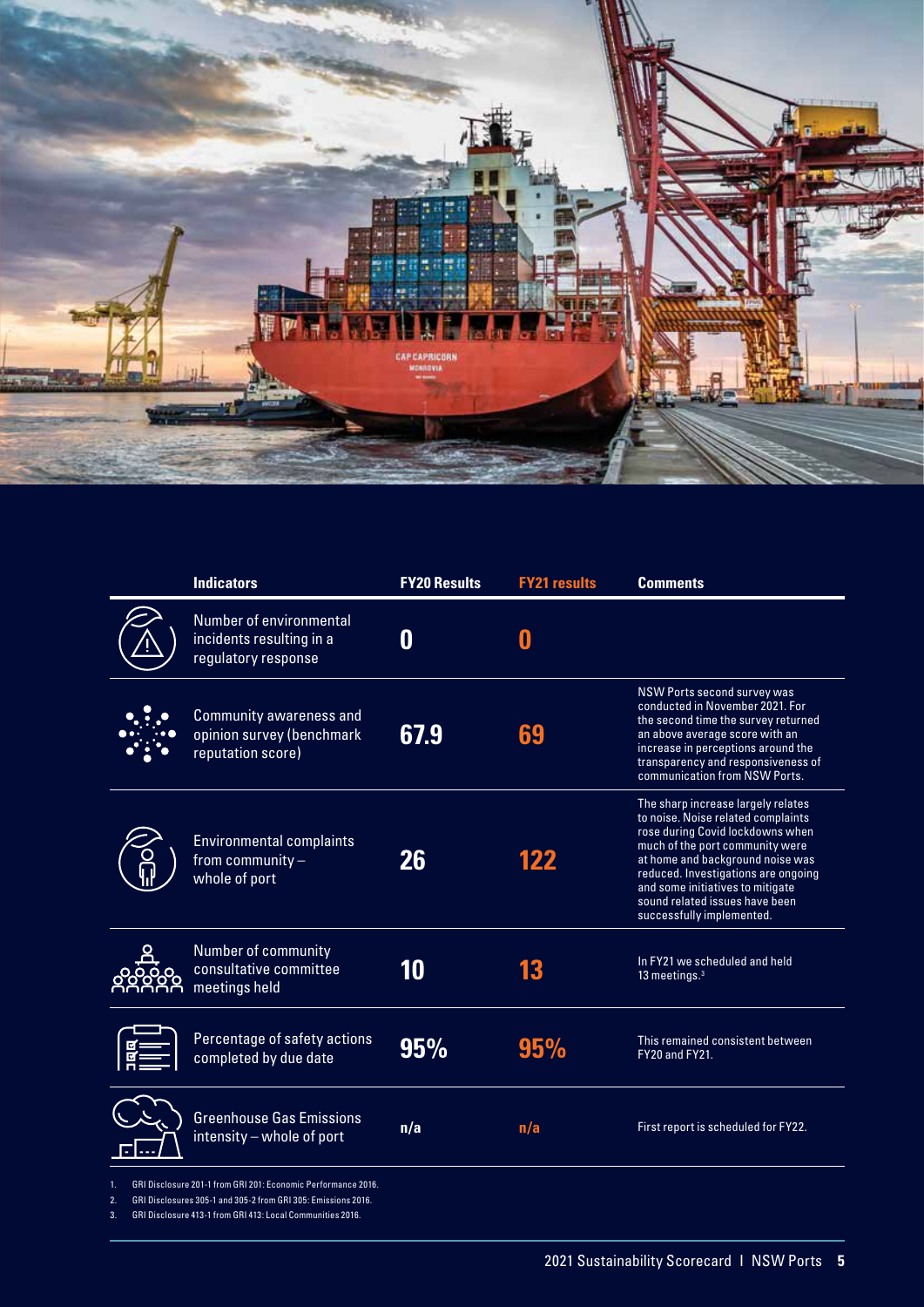| Indicators | FY20 Results | FY21 results | Comments |
| --- | --- | --- | --- |
| Number of environmental incidents resulting in a regulatory response | 0 | 0 | |
| Community awareness and opinion survey (benchmark reputation score) | 67.9 | 69 | NSW Ports second survey was conducted in November 2021. For the second time the survey returned an above average score with an increase in perceptions around the transparency and responsiveness of communication from NSW Ports. |
| Environmental complaints from community – whole of port | 26 | 122 | The sharp increase largely relates to noise. Noise related complaints rose during Covid lockdowns when much of the port community were at home and background noise was reduced. Investigations are ongoing and some initiatives to mitigate sound related issues have been successfully implemented. |
| Number of community consultative committee meetings held | 10 | 13 | In FY21 we scheduled and held 13 meetings.[3] |
| Percentage of safety actions completed by due date | 95% | 95% | This remained consistent between FY20 and FY21. |
| Greenhouse Gas Emissions intensity – whole of port | n/a | n/a | First report is scheduled for FY22. |

1. GRI Disclosure 201-1 from GRI 201: Economic Performance 2016.
2. GRI Disclosures 305-1 and 305-2 from GRI 305: Emissions 2016.
3. GRI Disclosure 413-1 from GRI 413: Local Communities 2016.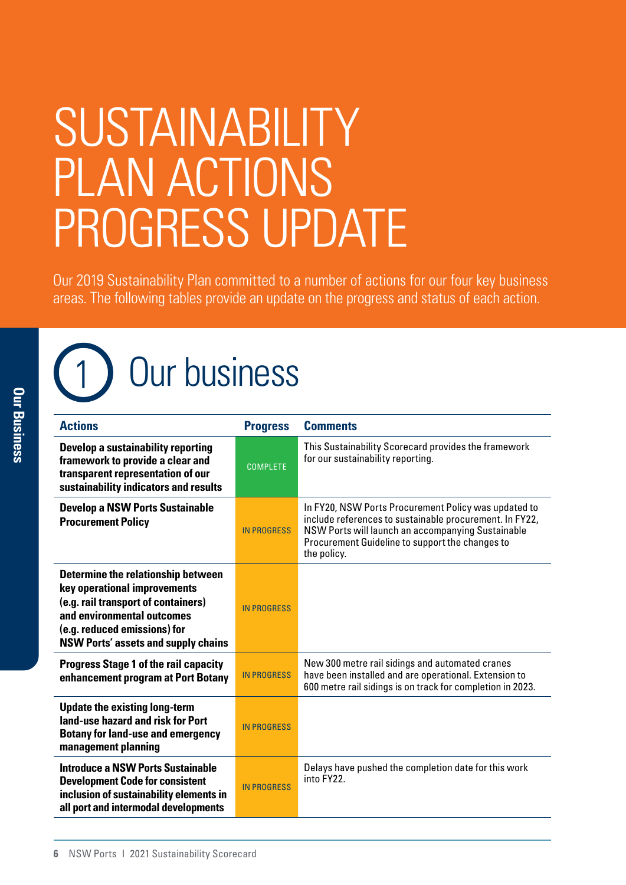# SUSTAINABILITY PLAN ACTIONS PROGRESS UPDATE

Our 2019 Sustainability Plan committed to a number of actions for our four key business areas. The following tables provide an update on the progress and status of each action.

## 1 Our business

| Actions | Progress | Comments |
|---|---|---|
| **Develop a sustainability reporting framework to provide a clear and transparent representation of our sustainability indicators and results** | COMPLETE | This Sustainability Scorecard provides the framework for our sustainability reporting. |
| **Develop a NSW Ports Sustainable Procurement Policy** | IN PROGRESS | In FY20, NSW Ports Procurement Policy was updated to include references to sustainable procurement. In FY22, NSW Ports will launch an accompanying Sustainable Procurement Guideline to support the changes to the policy. |
| **Determine the relationship between key operational improvements (e.g. rail transport of containers) and environmental outcomes (e.g. reduced emissions) for NSW Ports' assets and supply chains** | IN PROGRESS | |
| **Progress Stage 1 of the rail capacity enhancement program at Port Botany** | IN PROGRESS | New 300 metre rail sidings and automated cranes have been installed and are operational. Extension to 600 metre rail sidings is on track for completion in 2023. |
| **Update the existing long-term land-use hazard and risk for Port Botany for land-use and emergency management planning** | IN PROGRESS | |
| **Introduce a NSW Ports Sustainable Development Code for consistent inclusion of sustainability elements in all port and intermodal developments** | IN PROGRESS | Delays have pushed the completion date for this work into FY22. |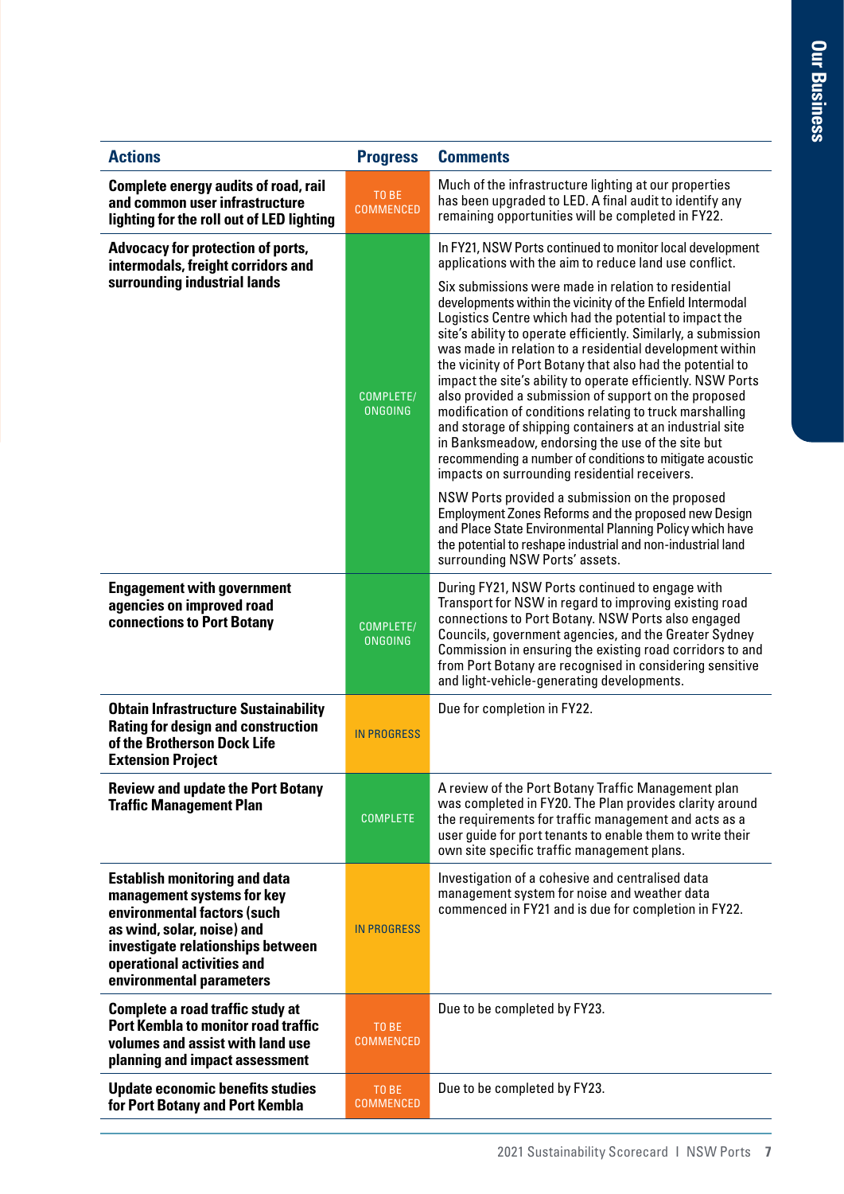| Actions | Progress | Comments |
|---|---|---|
| **Complete energy audits of road, rail and common user infrastructure lighting for the roll out of LED lighting** | TO BE COMMENCED | Much of the infrastructure lighting at our properties has been upgraded to LED. A final audit to identify any remaining opportunities will be completed in FY22. |
| **Advocacy for protection of ports, intermodals, freight corridors and surrounding industrial lands** | COMPLETE/ ONGOING | In FY21, NSW Ports continued to monitor local development applications with the aim to reduce land use conflict.<br><br>Six submissions were made in relation to residential developments within the vicinity of the Enfield Intermodal Logistics Centre which had the potential to impact the site's ability to operate efficiently. Similarly, a submission was made in relation to a residential development within the vicinity of Port Botany that also had the potential to impact the site's ability to operate efficiently. NSW Ports also provided a submission of support on the proposed modification of conditions relating to truck marshalling and storage of shipping containers at an industrial site in Banksmeadow, endorsing the use of the site but recommending a number of conditions to mitigate acoustic impacts on surrounding residential receivers.<br><br>NSW Ports provided a submission on the proposed Employment Zones Reforms and the proposed new Design and Place State Environmental Planning Policy which have the potential to reshape industrial and non-industrial land surrounding NSW Ports' assets. |
| **Engagement with government agencies on improved road connections to Port Botany** | COMPLETE/ ONGOING | During FY21, NSW Ports continued to engage with Transport for NSW in regard to improving existing road connections to Port Botany. NSW Ports also engaged Councils, government agencies, and the Greater Sydney Commission in ensuring the existing road corridors to and from Port Botany are recognised in considering sensitive and light-vehicle-generating developments. |
| **Obtain Infrastructure Sustainability Rating for design and construction of the Brotherson Dock Life Extension Project** | IN PROGRESS | Due for completion in FY22. |
| **Review and update the Port Botany Traffic Management Plan** | COMPLETE | A review of the Port Botany Traffic Management plan was completed in FY20. The Plan provides clarity around the requirements for traffic management and acts as a user guide for port tenants to enable them to write their own site specific traffic management plans. |
| **Establish monitoring and data management systems for key environmental factors (such as wind, solar, noise) and investigate relationships between operational activities and environmental parameters** | IN PROGRESS | Investigation of a cohesive and centralised data management system for noise and weather data commenced in FY21 and is due for completion in FY22. |
| **Complete a road traffic study at Port Kembla to monitor road traffic volumes and assist with land use planning and impact assessment** | TO BE COMMENCED | Due to be completed by FY23. |
| **Update economic benefits studies for Port Botany and Port Kembla** | TO BE COMMENCED | Due to be completed by FY23. |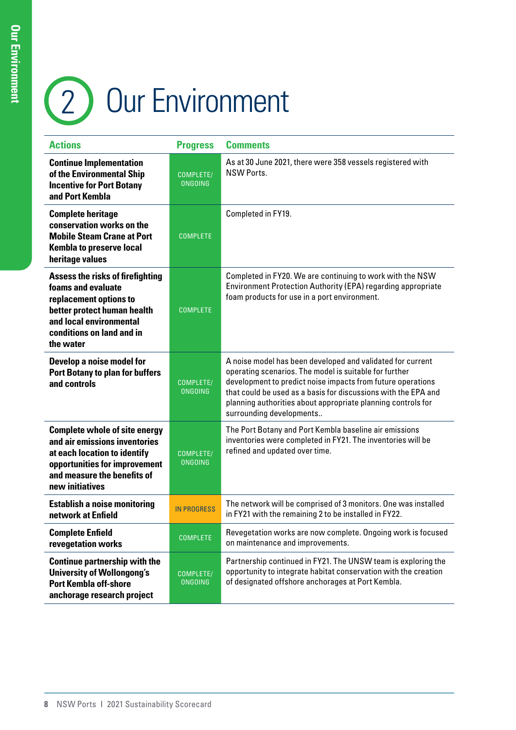# 2 Our Environment

| Actions | Progress | Comments |
|---|---|---|
| **Continue Implementation of the Environmental Ship Incentive for Port Botany and Port Kembla** | COMPLETE/ ONGOING | As at 30 June 2021, there were 358 vessels registered with NSW Ports. |
| **Complete heritage conservation works on the Mobile Steam Crane at Port Kembla to preserve local heritage values** | COMPLETE | Completed in FY19. |
| **Assess the risks of firefighting foams and evaluate replacement options to better protect human health and local environmental conditions on land and in the water** | COMPLETE | Completed in FY20. We are continuing to work with the NSW Environment Protection Authority (EPA) regarding appropriate foam products for use in a port environment. |
| **Develop a noise model for Port Botany to plan for buffers and controls** | COMPLETE/ ONGOING | A noise model has been developed and validated for current operating scenarios. The model is suitable for further development to predict noise impacts from future operations that could be used as a basis for discussions with the EPA and planning authorities about appropriate planning controls for surrounding developments.. |
| **Complete whole of site energy and air emissions inventories at each location to identify opportunities for improvement and measure the benefits of new initiatives** | COMPLETE/ ONGOING | The Port Botany and Port Kembla baseline air emissions inventories were completed in FY21. The inventories will be refined and updated over time. |
| **Establish a noise monitoring network at Enfield** | IN PROGRESS | The network will be comprised of 3 monitors. One was installed in FY21 with the remaining 2 to be installed in FY22. |
| **Complete Enfield revegetation works** | COMPLETE | Revegetation works are now complete. Ongoing work is focused on maintenance and improvements. |
| **Continue partnership with the University of Wollongong's Port Kembla off-shore anchorage research project** | COMPLETE/ ONGOING | Partnership continued in FY21. The UNSW team is exploring the opportunity to integrate habitat conservation with the creation of designated offshore anchorages at Port Kembla. |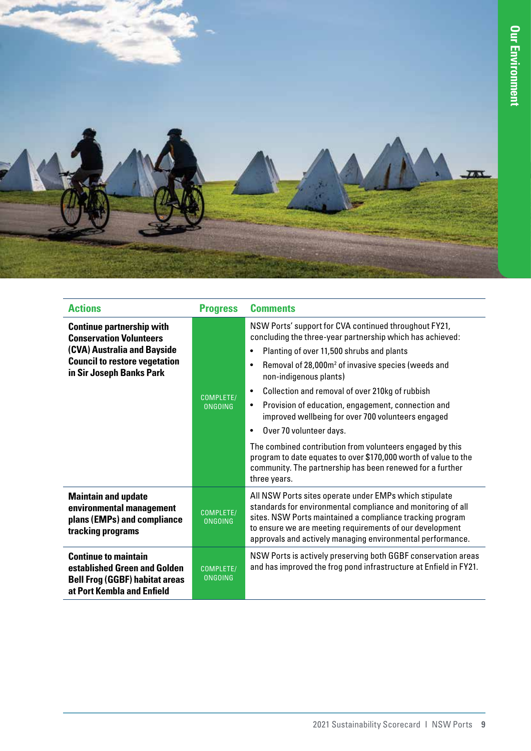| Actions | Progress | Comments |
| --- | --- | --- |
| **Continue partnership with Conservation Volunteers (CVA) Australia and Bayside Council to restore vegetation in Sir Joseph Banks Park** | COMPLETE/ ONGOING | NSW Ports' support for CVA continued throughout FY21, concluding the three-year partnership which has achieved:<br>• Planting of over 11,500 shrubs and plants<br>• Removal of 28,000m[2] of invasive species (weeds and non-indigenous plants)<br>• Collection and removal of over 210kg of rubbish<br>• Provision of education, engagement, connection and improved wellbeing for over 700 volunteers engaged<br>• Over 70 volunteer days.<br>The combined contribution from volunteers engaged by this program to date equates to over $170,000 worth of value to the community. The partnership has been renewed for a further three years. |
| **Maintain and update environmental management plans (EMPs) and compliance tracking programs** | COMPLETE/ ONGOING | All NSW Ports sites operate under EMPs which stipulate standards for environmental compliance and monitoring of all sites. NSW Ports maintained a compliance tracking program to ensure we are meeting requirements of our development approvals and actively managing environmental performance. |
| **Continue to maintain established Green and Golden Bell Frog (GGBF) habitat areas at Port Kembla and Enfield** | COMPLETE/ ONGOING | NSW Ports is actively preserving both GGBF conservation areas and has improved the frog pond infrastructure at Enfield in FY21. |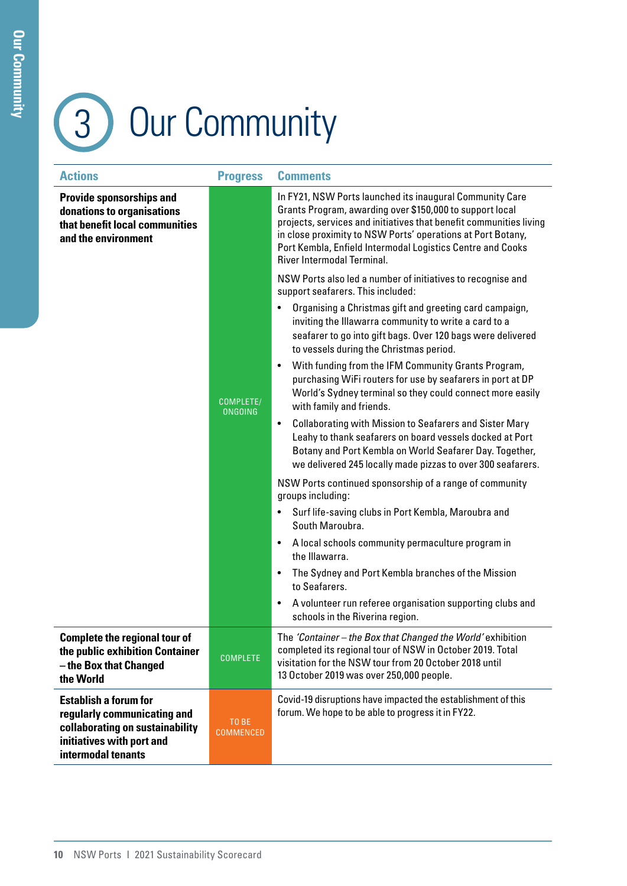# 3 Our Community

| Actions | Progress | Comments |
| --- | --- | --- |
| **Provide sponsorships and donations to organisations that benefit local communities and the environment** | COMPLETE/ ONGOING | In FY21, NSW Ports launched its inaugural Community Care Grants Program, awarding over $150,000 to support local projects, services and initiatives that benefit communities living in close proximity to NSW Ports' operations at Port Botany, Port Kembla, Enfield Intermodal Logistics Centre and Cooks River Intermodal Terminal.<br><br>NSW Ports also led a number of initiatives to recognise and support seafarers. This included:<br>• Organising a Christmas gift and greeting card campaign, inviting the Illawarra community to write a card to a seafarer to go into gift bags. Over 120 bags were delivered to vessels during the Christmas period.<br>• With funding from the IFM Community Grants Program, purchasing WiFi routers for use by seafarers in port at DP World's Sydney terminal so they could connect more easily with family and friends.<br>• Collaborating with Mission to Seafarers and Sister Mary Leahy to thank seafarers on board vessels docked at Port Botany and Port Kembla on World Seafarer Day. Together, we delivered 245 locally made pizzas to over 300 seafarers.<br><br>NSW Ports continued sponsorship of a range of community groups including:<br>• Surf life-saving clubs in Port Kembla, Maroubra and South Maroubra.<br>• A local schools community permaculture program in the Illawarra.<br>• The Sydney and Port Kembla branches of the Mission to Seafarers.<br>• A volunteer run referee organisation supporting clubs and schools in the Riverina region. |
| **Complete the regional tour of the public exhibition Container – the Box that Changed the World** | COMPLETE | The *'Container – the Box that Changed the World'* exhibition completed its regional tour of NSW in October 2019. Total visitation for the NSW tour from 20 October 2018 until 13 October 2019 was over 250,000 people. |
| **Establish a forum for regularly communicating and collaborating on sustainability initiatives with port and intermodal tenants** | TO BE COMMENCED | Covid-19 disruptions have impacted the establishment of this forum. We hope to be able to progress it in FY22. |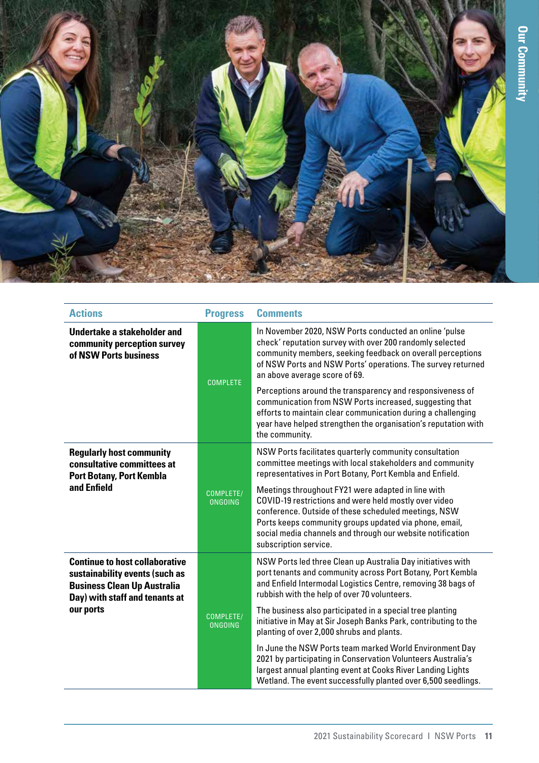| Actions | Progress | Comments |
|---|---|---|
| **Undertake a stakeholder and community perception survey of NSW Ports business** | COMPLETE | In November 2020, NSW Ports conducted an online 'pulse check' reputation survey with over 200 randomly selected community members, seeking feedback on overall perceptions of NSW Ports and NSW Ports' operations. The survey returned an above average score of 69.<br><br>Perceptions around the transparency and responsiveness of communication from NSW Ports increased, suggesting that efforts to maintain clear communication during a challenging year have helped strengthen the organisation's reputation with the community. |
| **Regularly host community consultative committees at Port Botany, Port Kembla and Enfield** | COMPLETE/ ONGOING | NSW Ports facilitates quarterly community consultation committee meetings with local stakeholders and community representatives in Port Botany, Port Kembla and Enfield.<br><br>Meetings throughout FY21 were adapted in line with COVID-19 restrictions and were held mostly over video conference. Outside of these scheduled meetings, NSW Ports keeps community groups updated via phone, email, social media channels and through our website notification subscription service. |
| **Continue to host collaborative sustainability events (such as Business Clean Up Australia Day) with staff and tenants at our ports** | COMPLETE/ ONGOING | NSW Ports led three Clean up Australia Day initiatives with port tenants and community across Port Botany, Port Kembla and Enfield Intermodal Logistics Centre, removing 38 bags of rubbish with the help of over 70 volunteers.<br><br>The business also participated in a special tree planting initiative in May at Sir Joseph Banks Park, contributing to the planting of over 2,000 shrubs and plants.<br><br>In June the NSW Ports team marked World Environment Day 2021 by participating in Conservation Volunteers Australia's largest annual planting event at Cooks River Landing Lights Wetland. The event successfully planted over 6,500 seedlings. |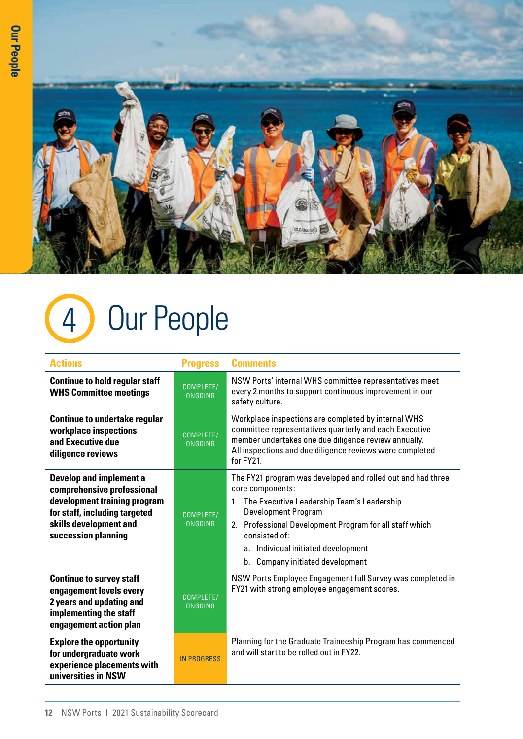# 4 Our People

| Actions | Progress | Comments |
| --- | --- | --- |
| **Continue to hold regular staff WHS Committee meetings** | COMPLETE/ ONGOING | NSW Ports' internal WHS committee representatives meet every 2 months to support continuous improvement in our safety culture. |
| **Continue to undertake regular workplace inspections and Executive due diligence reviews** | COMPLETE/ ONGOING | Workplace inspections are completed by internal WHS committee representatives quarterly and each Executive member undertakes one due diligence review annually. All inspections and due diligence reviews were completed for FY21. |
| **Develop and implement a comprehensive professional development training program for staff, including targeted skills development and succession planning** | COMPLETE/ ONGOING | The FY21 program was developed and rolled out and had three core components:<br>1. The Executive Leadership Team's Leadership Development Program<br>2. Professional Development Program for all staff which consisted of:<br>a. Individual initiated development<br>b. Company initiated development |
| **Continue to survey staff engagement levels every 2 years and updating and implementing the staff engagement action plan** | COMPLETE/ ONGOING | NSW Ports Employee Engagement full Survey was completed in FY21 with strong employee engagement scores. |
| **Explore the opportunity for undergraduate work experience placements with universities in NSW** | IN PROGRESS | Planning for the Graduate Traineeship Program has commenced and will start to be rolled out in FY22. |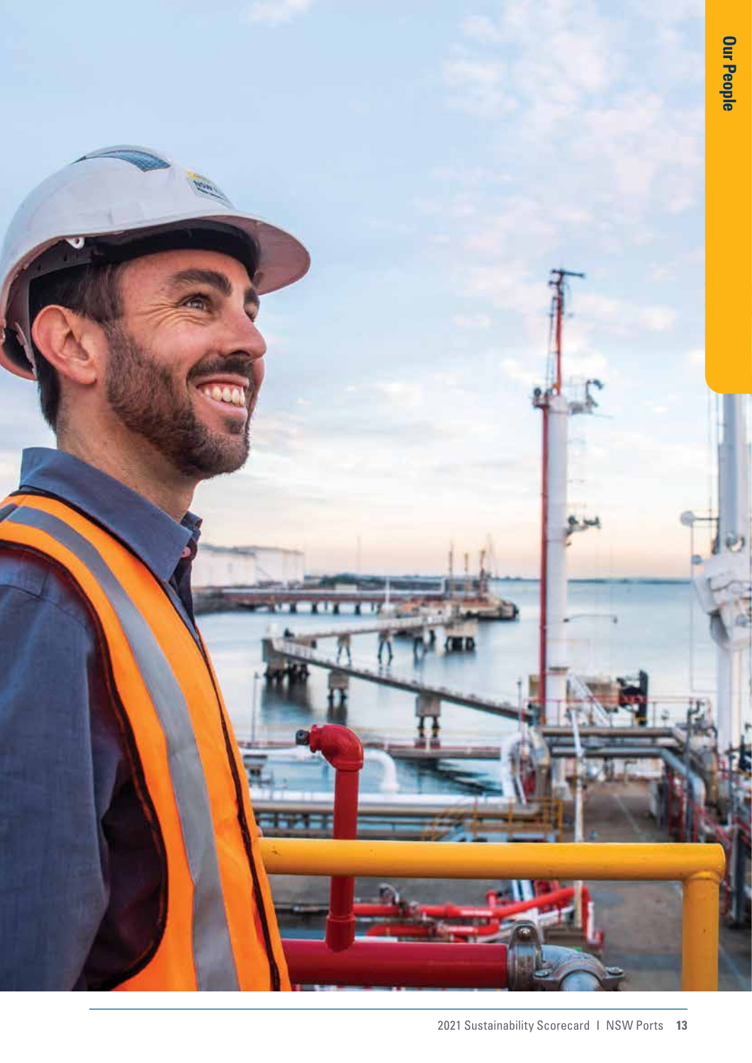Our People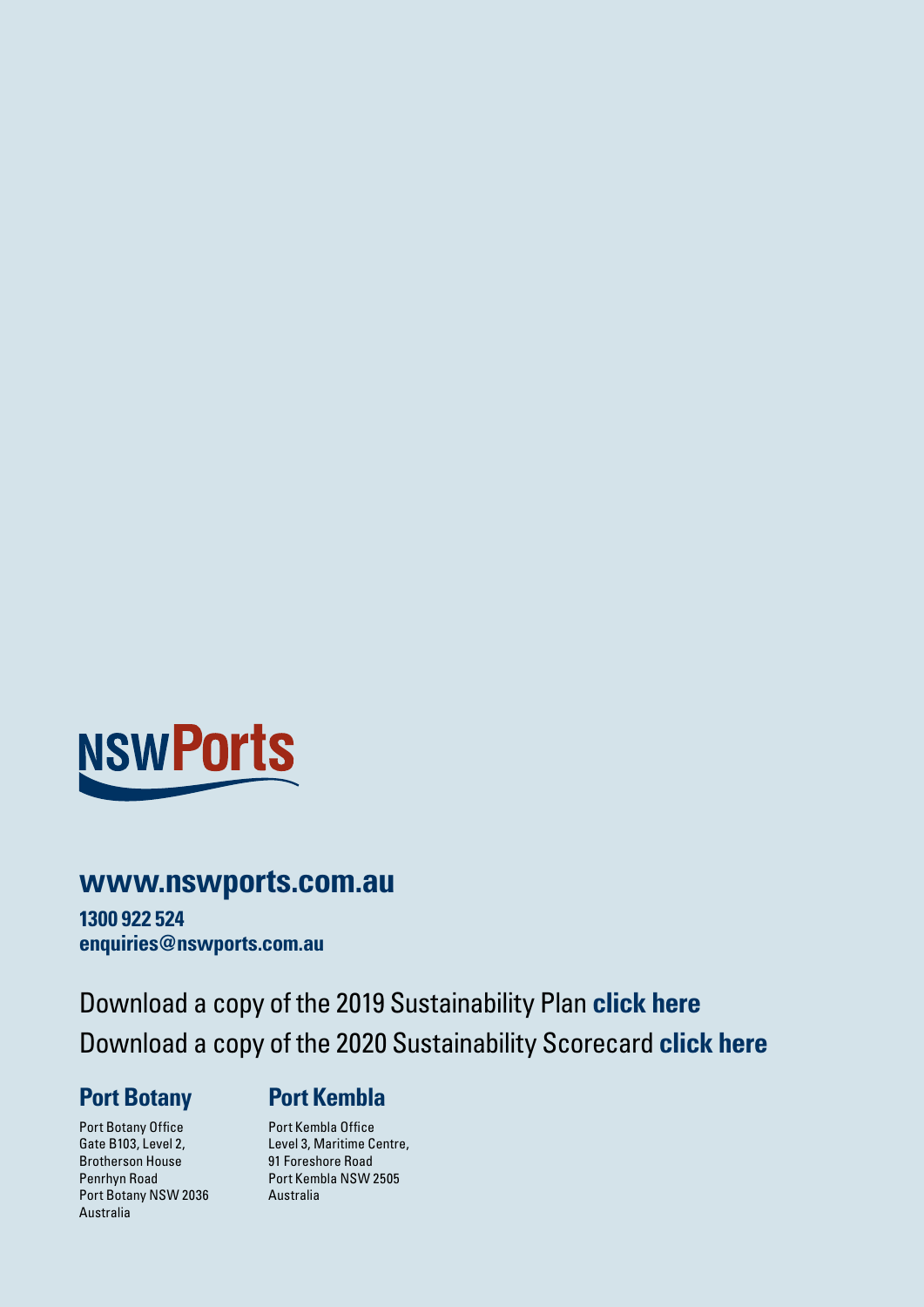NSWPorts

## www.nswports.com.au

**1300 922 524**
**enquiries@nswports.com.au**

Download a copy of the 2019 Sustainability Plan **click here**
Download a copy of the 2020 Sustainability Scorecard **click here**

### Port Botany

Port Botany Office
Gate B103, Level 2,
Brotherson House
Penrhyn Road
Port Botany NSW 2036
Australia

### Port Kembla

Port Kembla Office
Level 3, Maritime Centre,
91 Foreshore Road
Port Kembla NSW 2505
Australia